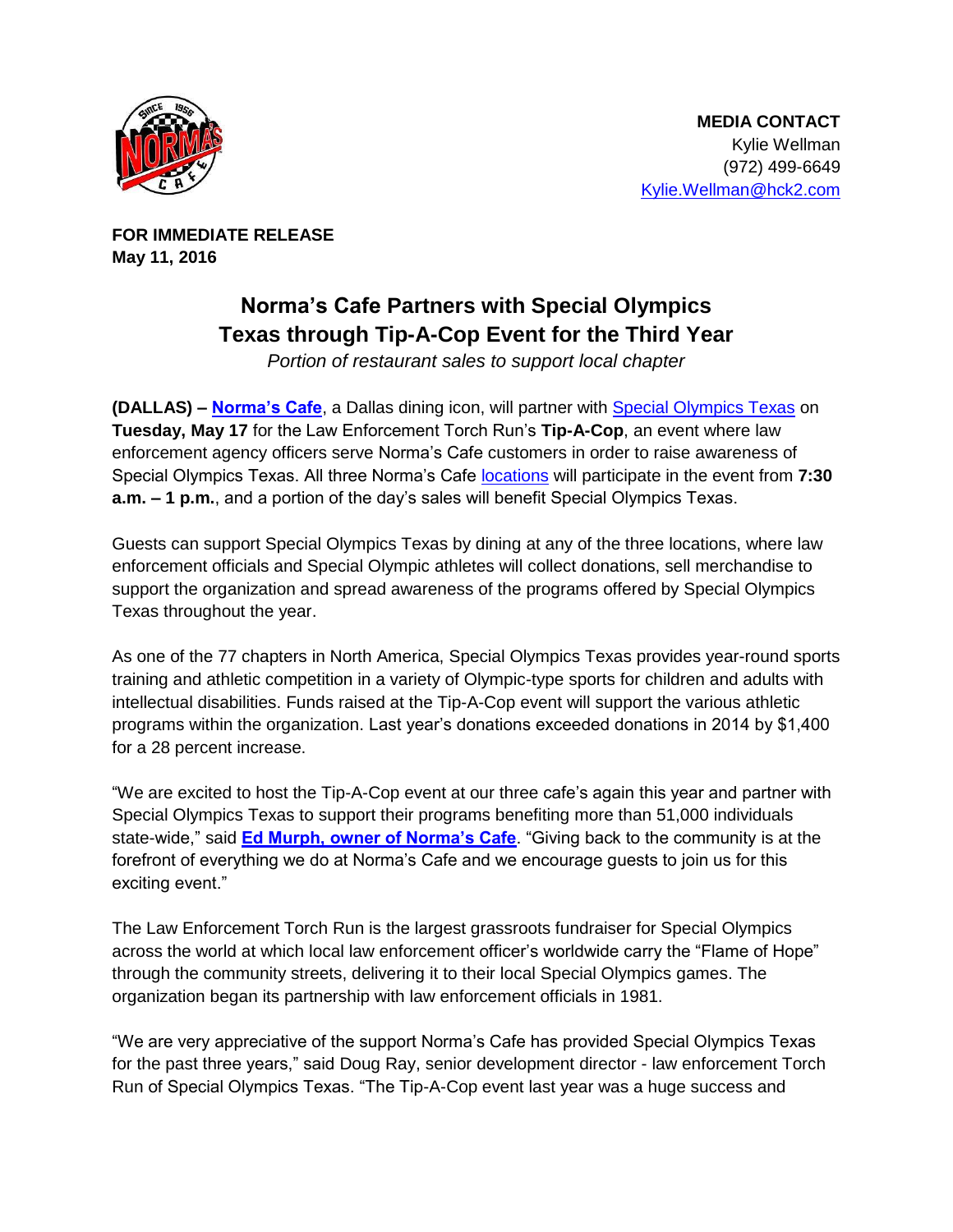**MEDIA CONTACT**
Kylie Wellman
(972) 499-6649
Kylie.Wellman@hck2.com

**FOR IMMEDIATE RELEASE**
**May 11, 2016**

# Norma's Cafe Partners with Special Olympics Texas through Tip-A-Cop Event for the Third Year

*Portion of restaurant sales to support local chapter*

**(DALLAS) – Norma's Cafe**, a Dallas dining icon, will partner with Special Olympics Texas on **Tuesday, May 17** for the Law Enforcement Torch Run's **Tip-A-Cop**, an event where law enforcement agency officers serve Norma's Cafe customers in order to raise awareness of Special Olympics Texas. All three Norma's Cafe locations will participate in the event from **7:30 a.m. – 1 p.m.**, and a portion of the day's sales will benefit Special Olympics Texas.

Guests can support Special Olympics Texas by dining at any of the three locations, where law enforcement officials and Special Olympic athletes will collect donations, sell merchandise to support the organization and spread awareness of the programs offered by Special Olympics Texas throughout the year.

As one of the 77 chapters in North America, Special Olympics Texas provides year-round sports training and athletic competition in a variety of Olympic-type sports for children and adults with intellectual disabilities. Funds raised at the Tip-A-Cop event will support the various athletic programs within the organization. Last year's donations exceeded donations in 2014 by $1,400 for a 28 percent increase.

"We are excited to host the Tip-A-Cop event at our three cafe's again this year and partner with Special Olympics Texas to support their programs benefiting more than 51,000 individuals state-wide," said **Ed Murph, owner of Norma's Cafe**. "Giving back to the community is at the forefront of everything we do at Norma's Cafe and we encourage guests to join us for this exciting event."

The Law Enforcement Torch Run is the largest grassroots fundraiser for Special Olympics across the world at which local law enforcement officer's worldwide carry the "Flame of Hope" through the community streets, delivering it to their local Special Olympics games. The organization began its partnership with law enforcement officials in 1981.

"We are very appreciative of the support Norma's Cafe has provided Special Olympics Texas for the past three years," said Doug Ray, senior development director - law enforcement Torch Run of Special Olympics Texas. "The Tip-A-Cop event last year was a huge success and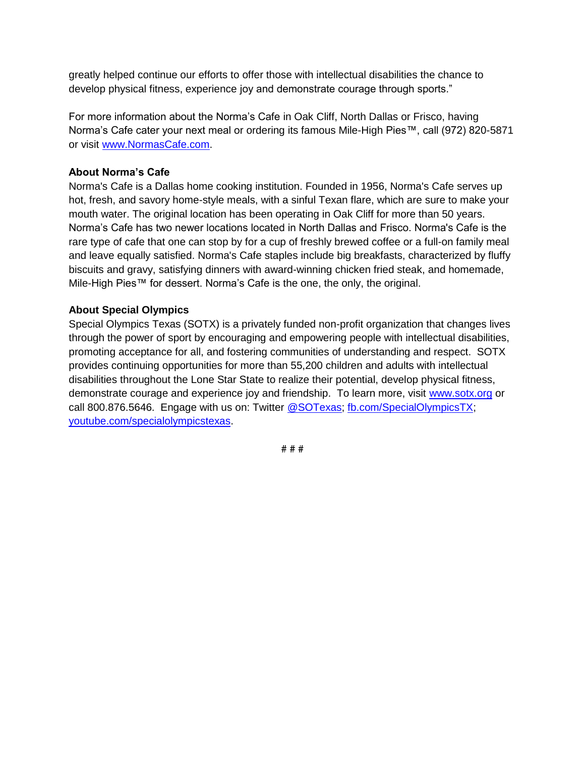greatly helped continue our efforts to offer those with intellectual disabilities the chance to develop physical fitness, experience joy and demonstrate courage through sports."

For more information about the Norma's Cafe in Oak Cliff, North Dallas or Frisco, having Norma's Cafe cater your next meal or ordering its famous Mile-High Pies™, call (972) 820-5871 or visit www.NormasCafe.com.

**About Norma's Cafe**

Norma's Cafe is a Dallas home cooking institution. Founded in 1956, Norma's Cafe serves up hot, fresh, and savory home-style meals, with a sinful Texan flare, which are sure to make your mouth water. The original location has been operating in Oak Cliff for more than 50 years. Norma's Cafe has two newer locations located in North Dallas and Frisco. Norma's Cafe is the rare type of cafe that one can stop by for a cup of freshly brewed coffee or a full-on family meal and leave equally satisfied. Norma's Cafe staples include big breakfasts, characterized by fluffy biscuits and gravy, satisfying dinners with award-winning chicken fried steak, and homemade, Mile-High Pies™ for dessert. Norma's Cafe is the one, the only, the original.

**About Special Olympics**

Special Olympics Texas (SOTX) is a privately funded non-profit organization that changes lives through the power of sport by encouraging and empowering people with intellectual disabilities, promoting acceptance for all, and fostering communities of understanding and respect. SOTX provides continuing opportunities for more than 55,200 children and adults with intellectual disabilities throughout the Lone Star State to realize their potential, develop physical fitness, demonstrate courage and experience joy and friendship. To learn more, visit www.sotx.org or call 800.876.5646. Engage with us on: Twitter @SOTexas; fb.com/SpecialOlympicsTX; youtube.com/specialolympicstexas.

# # #